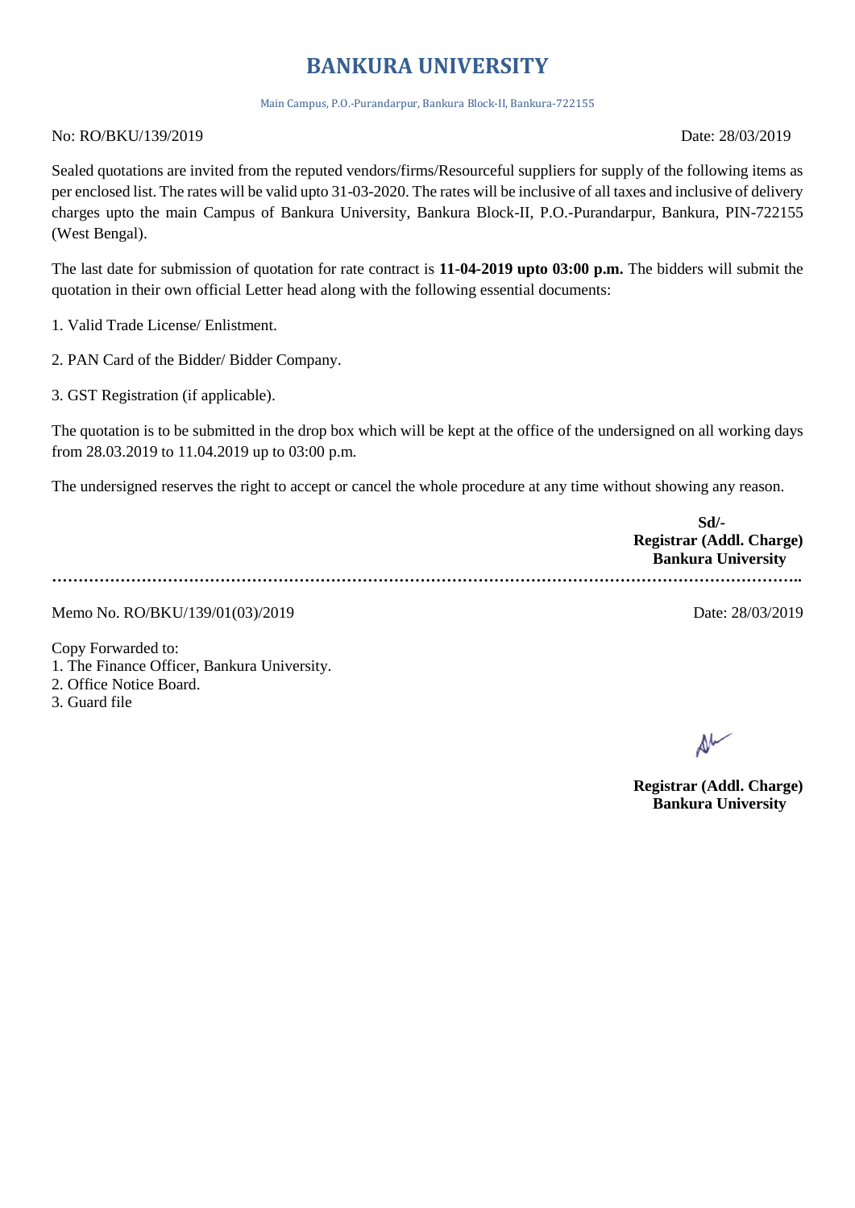# BANKURA UNIVERSITY

Main Campus, P.O.-Purandarpur, Bankura Block-II, Bankura-722155

No: RO/BKU/139/2019 Date: 28/03/2019

Sealed quotations are invited from the reputed vendors/firms/Resourceful suppliers for supply of the following items as per enclosed list. The rates will be valid upto 31-03-2020. The rates will be inclusive of all taxes and inclusive of delivery charges upto the main Campus of Bankura University, Bankura Block-II, P.O.-Purandarpur, Bankura, PIN-722155 (West Bengal).

The last date for submission of quotation for rate contract is **11-04-2019 upto 03:00 p.m.** The bidders will submit the quotation in their own official Letter head along with the following essential documents:

1. Valid Trade License/ Enlistment.
2. PAN Card of the Bidder/ Bidder Company.
3. GST Registration (if applicable).

The quotation is to be submitted in the drop box which will be kept at the office of the undersigned on all working days from 28.03.2019 to 11.04.2019 up to 03:00 p.m.

The undersigned reserves the right to accept or cancel the whole procedure at any time without showing any reason.

**Sd/-**
**Registrar (Addl. Charge)**
**Bankura University**

…………………………………………………………………………………………………………………………..

Memo No. RO/BKU/139/01(03)/2019 Date: 28/03/2019

Copy Forwarded to:
1. The Finance Officer, Bankura University.
2. Office Notice Board.
3. Guard file

**Registrar (Addl. Charge)**
**Bankura University**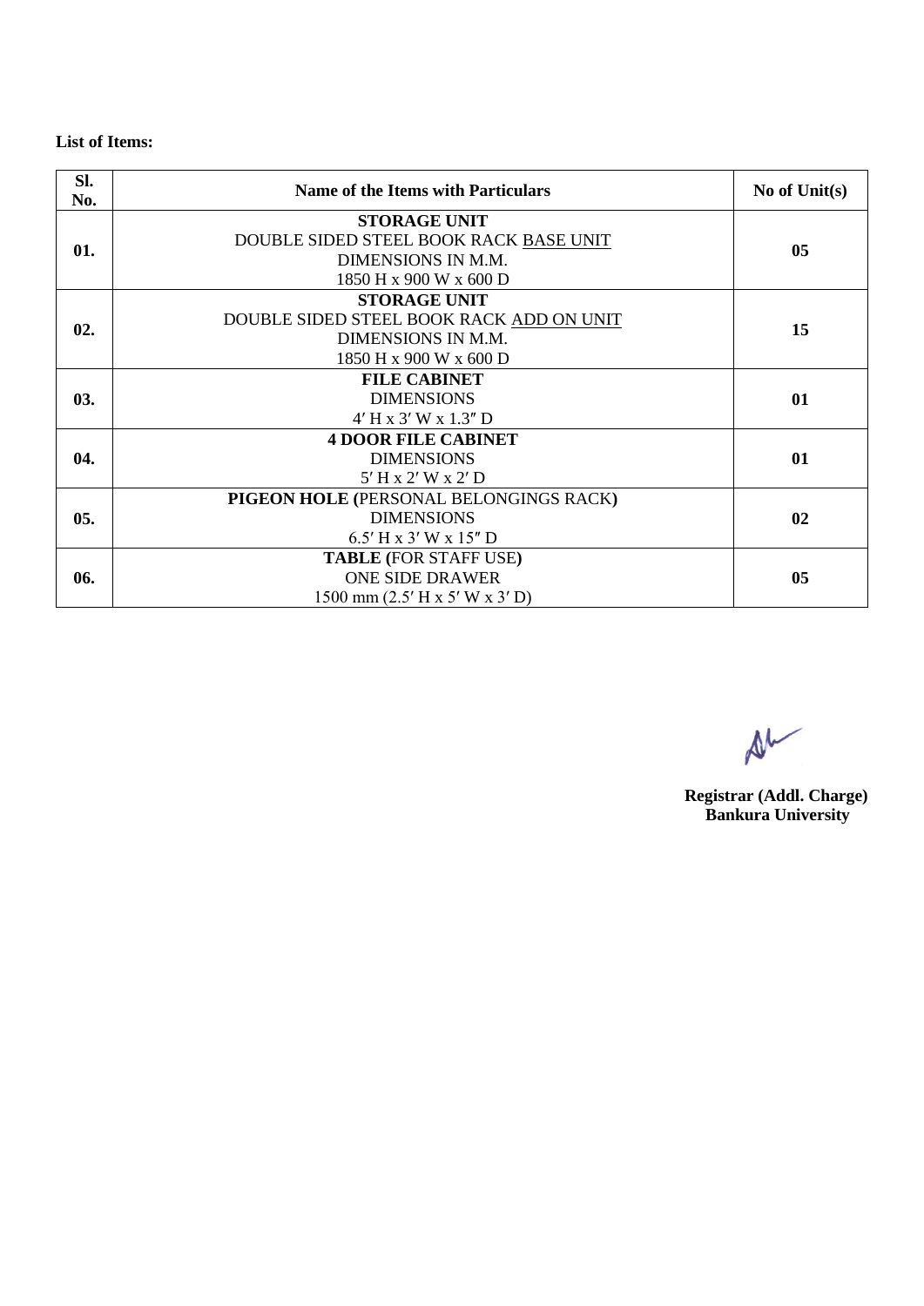**List of Items:**

| Sl. No. | Name of the Items with Particulars | No of Unit(s) |
|---|---|---|
| **01.** | **STORAGE UNIT**<br>DOUBLE SIDED STEEL BOOK RACK BASE UNIT<br>DIMENSIONS IN M.M.<br>1850 H x 900 W x 600 D | **05** |
| **02.** | **STORAGE UNIT**<br>DOUBLE SIDED STEEL BOOK RACK ADD ON UNIT<br>DIMENSIONS IN M.M.<br>1850 H x 900 W x 600 D | **15** |
| **03.** | **FILE CABINET**<br>DIMENSIONS<br>4′ H x 3′ W x 1.3″ D | **01** |
| **04.** | **4 DOOR FILE CABINET**<br>DIMENSIONS<br>5′ H x 2′ W x 2′ D | **01** |
| **05.** | **PIGEON HOLE (**PERSONAL BELONGINGS RACK**)**<br>DIMENSIONS<br>6.5′ H x 3′ W x 15″ D | **02** |
| **06.** | **TABLE (**FOR STAFF USE**)**<br>ONE SIDE DRAWER<br>1500 mm (2.5′ H x 5′ W x 3′ D) | **05** |

**Registrar (Addl. Charge)**
**Bankura University**